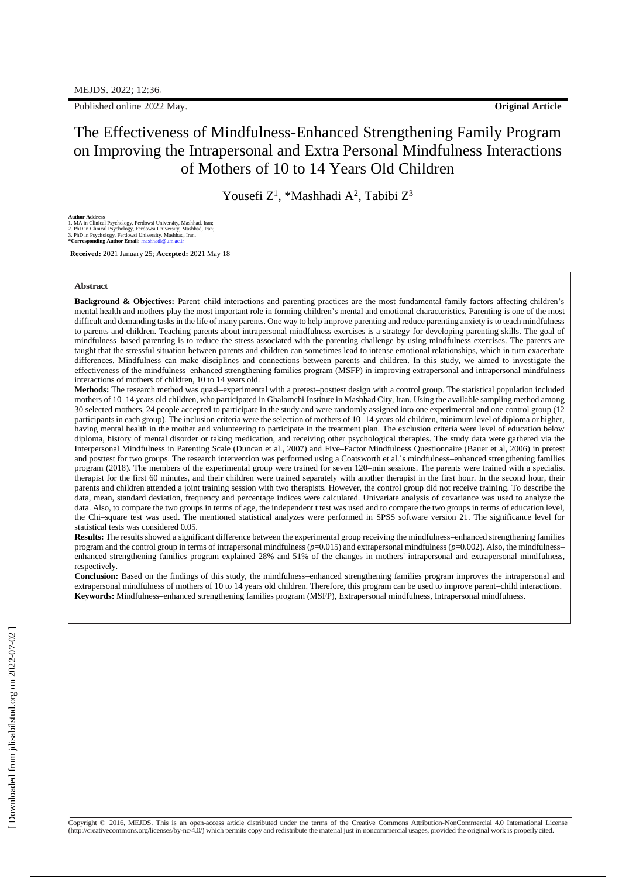Published online 2022 May. **Original Article**

# The Effectiveness of Mindfulness-Enhanced Strengthening Family Program on Improving the Intrapersonal and Extra Personal Mindfulness Interactions of Mothers of 10 to 14 Years Old Children

Yousefi Z[1], *Mashhadi A[2], Tabibi Z[3]

**Author Address**
1. MA in Clinical Psychology, Ferdowsi University, Mashhad, Iran;
2. PhD in Clinical Psychology, Ferdowsi University, Mashhad, Iran;
3. PhD in Psychology, Ferdowsi University, Mashhad, Iran.
***Corresponding Author Email:** mashhadi@um.ac.ir

**Received:** 2021 January 25; **Accepted:** 2021 May 18

**Abstract**

**Background & Objectives:** Parent–child interactions and parenting practices are the most fundamental family factors affecting children's mental health and mothers play the most important role in forming children's mental and emotional characteristics. Parenting is one of the most difficult and demanding tasks in the life of many parents. One way to help improve parenting and reduce parenting anxiety is to teach mindfulness to parents and children. Teaching parents about intrapersonal mindfulness exercises is a strategy for developing parenting skills. The goal of mindfulness–based parenting is to reduce the stress associated with the parenting challenge by using mindfulness exercises. The parents are taught that the stressful situation between parents and children can sometimes lead to intense emotional relationships, which in turn exacerbate differences. Mindfulness can make disciplines and connections between parents and children. In this study, we aimed to investigate the effectiveness of the mindfulness–enhanced strengthening families program (MSFP) in improving extrapersonal and intrapersonal mindfulness interactions of mothers of children, 10 to 14 years old.

**Methods:** The research method was quasi–experimental with a pretest–posttest design with a control group. The statistical population included mothers of 10–14 years old children, who participated in Ghalamchi Institute in Mashhad City, Iran. Using the available sampling method among 30 selected mothers, 24 people accepted to participate in the study and were randomly assigned into one experimental and one control group (12 participants in each group). The inclusion criteria were the selection of mothers of 10–14 years old children, minimum level of diploma or higher, having mental health in the mother and volunteering to participate in the treatment plan. The exclusion criteria were level of education below diploma, history of mental disorder or taking medication, and receiving other psychological therapies. The study data were gathered via the Interpersonal Mindfulness in Parenting Scale (Duncan et al., 2007) and Five–Factor Mindfulness Questionnaire (Bauer et al, 2006) in pretest and posttest for two groups. The research intervention was performed using a Coatsworth et al.´s mindfulness–enhanced strengthening families program (2018). The members of the experimental group were trained for seven 120–min sessions. The parents were trained with a specialist therapist for the first 60 minutes, and their children were trained separately with another therapist in the first hour. In the second hour, their parents and children attended a joint training session with two therapists. However, the control group did not receive training. To describe the data, mean, standard deviation, frequency and percentage indices were calculated. Univariate analysis of covariance was used to analyze the data. Also, to compare the two groups in terms of age, the independent t test was used and to compare the two groups in terms of education level, the Chi–square test was used. The mentioned statistical analyzes were performed in SPSS software version 21. The significance level for statistical tests was considered 0.05.

**Results:** The results showed a significant difference between the experimental group receiving the mindfulness–enhanced strengthening families program and the control group in terms of intrapersonal mindfulness ($p$=0.015) and extrapersonal mindfulness ($p$=0.002). Also, the mindfulness–enhanced strengthening families program explained 28% and 51% of the changes in mothers' intrapersonal and extrapersonal mindfulness, respectively.

**Conclusion:** Based on the findings of this study, the mindfulness–enhanced strengthening families program improves the intrapersonal and extrapersonal mindfulness of mothers of 10 to 14 years old children. Therefore, this program can be used to improve parent–child interactions.

**Keywords:** Mindfulness–enhanced strengthening families program (MSFP), Extrapersonal mindfulness, Intrapersonal mindfulness.

Copyright © 2016, MEJDS. This is an open-access article distributed under the terms of the Creative Commons Attribution-NonCommercial 4.0 International License (http://creativecommons.org/licenses/by-nc/4.0/) which permits copy and redistribute the material just in noncommercial usages, provided the original work is properly cited.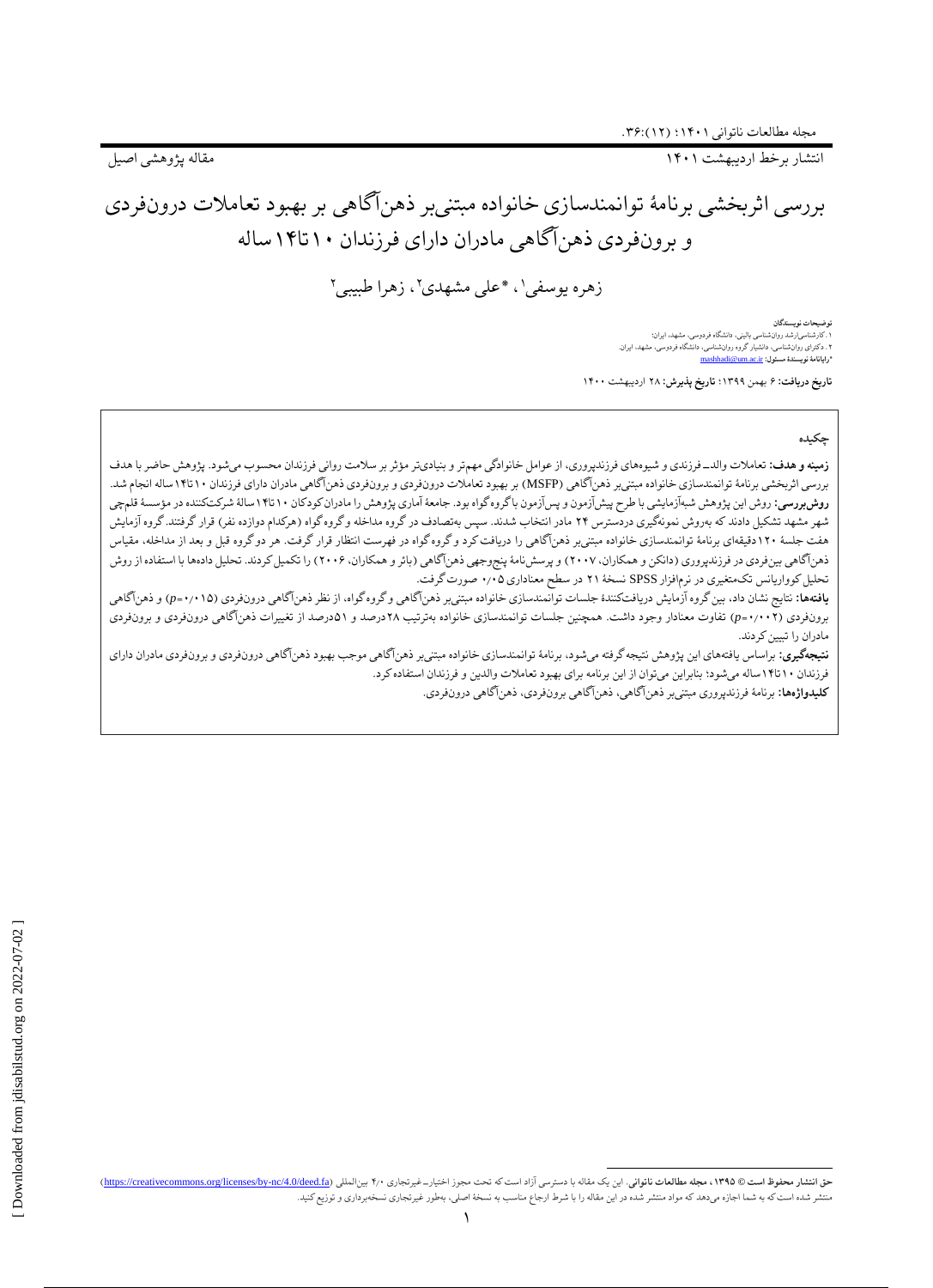مقاله پژوهشی اصیل

# بررسی اثربخشی برنامهٔ توانمندسازی خانواده مبتنی‌بر ذهن‌آگاهی بر بهبود تعاملات درون‌فردی و برون‌فردی ذهن‌آگاهی مادران دارای فرزندان ۱۰تا۱۴ساله

زهره یوسفی[۱]، *علی مشهدی[۲]، زهرا طبیبی[۲]

**توضیحات نویسندگان**

۱. کارشناسی‌ارشد روان‌شناسی بالینی، دانشگاه فردوسی، مشهد، ایران؛

۲. دکترای روان‌شناسی، دانشیار گروه روان‌شناسی، دانشگاه فردوسی، مشهد، ایران.

*رایانامهٔ نویسندهٔ مسئول: mashhadi@um.ac.ir

**تاریخ دریافت:** ۶ بهمن ۱۳۹۹؛ **تاریخ پذیرش:** ۲۸ اردیبهشت ۱۴۰۰

## چکیده

**زمینه و هدف:** تعاملات والد‌ـ‌فرزندی و شیوه‌های فرزندپروری، از عوامل خانوادگی مهم‌تر و بنیادی‌تر مؤثر بر سلامت روانی فرزندان محسوب می‌شود. پژوهش حاضر با هدف بررسی اثربخشی برنامهٔ توانمندسازی خانواده مبتنی‌بر ذهن‌آگاهی (MSFP) بر بهبود تعاملات درون‌فردی و برون‌فردی ذهن‌آگاهی مادران دارای فرزندان ۱۰تا۱۴ساله انجام شد.

**روش‌بررسی:** روش این پژوهش شبه‌آزمایشی با طرح پیش‌آزمون و پس‌آزمون با گروه گواه بود. جامعهٔ آماری پژوهش را مادران کودکان ۱۰تا۱۴سالهٔ شرکت‌کننده در مؤسسهٔ قلم‌چی شهر مشهد تشکیل دادند که به‌روش نمونه‌گیری دردسترس ۲۴ مادر انتخاب شدند. سپس به‌تصادف در گروه مداخله و گروه گواه (هرکدام دوازده نفر) قرار گرفتند. گروه آزمایش هفت جلسهٔ ۱۲۰دقیقه‌ای برنامهٔ توانمندسازی خانواده مبتنی‌بر ذهن‌آگاهی را دریافت کرد و گروه گواه در فهرست انتظار قرار گرفت. هر دو گروه قبل و بعد از مداخله، مقیاس ذهن‌آگاهی بین‌فردی در فرزندپروری (دانکن و همکاران، ۲۰۰۷) و پرسش‌نامهٔ پنج‌وجهی ذهن‌آگاهی (بائر و همکاران، ۲۰۰۶) را تکمیل کردند. تحلیل داده‌ها با استفاده از روش تحلیل کوواریانس تک‌متغیری در نرم‌افزار SPSS نسخهٔ ۲۱ در سطح معناداری ۰٫۰۵ صورت گرفت.

**یافته‌ها:** نتایج نشان داد، بین گروه آزمایش دریافت‌کنندهٔ جلسات توانمندسازی خانواده مبتنی‌بر ذهن‌آگاهی و گروه گواه، از نظر ذهن‌آگاهی درون‌فردی ($p=0.015$) و ذهن‌آگاهی برون‌فردی ($p=0.002$) تفاوت معنادار وجود داشت. همچنین جلسات توانمندسازی خانواده به‌ترتیب ۲۸درصد و ۵۱درصد از تغییرات ذهن‌آگاهی درون‌فردی و برون‌فردی مادران را تبیین کردند.

**نتیجه‌گیری:** براساس یافته‌های این پژوهش نتیجه گرفته می‌شود، برنامهٔ توانمندسازی خانواده مبتنی‌بر ذهن‌آگاهی موجب بهبود ذهن‌آگاهی درون‌فردی و برون‌فردی مادران دارای فرزندان ۱۰تا۱۴ساله می‌شود؛ بنابراین می‌توان از این برنامه برای بهبود تعاملات والدین و فرزندان استفاده کرد.

**کلیدواژه‌ها:** برنامهٔ فرزندپروری مبتنی‌بر ذهن‌آگاهی، ذهن‌آگاهی برون‌فردی، ذهن‌آگاهی درون‌فردی.

---

**حق انتشار محفوظ است © ۱۳۹۵، مجله مطالعات ناتوانی.** این یک مقاله با دسترسی آزاد است که تحت مجوز اختیار‌ـ‌غیرتجاری ۴٫۰ بین‌المللی (https://creativecommons.org/licenses/by-nc/4.0/deed.fa) منتشر شده است که به شما اجازه می‌دهد که مواد منتشر شده در این مقاله را با شرط ارجاع مناسب به نسخهٔ اصلی، به‌طور غیرتجاری نسخه‌برداری و توزیع کنید.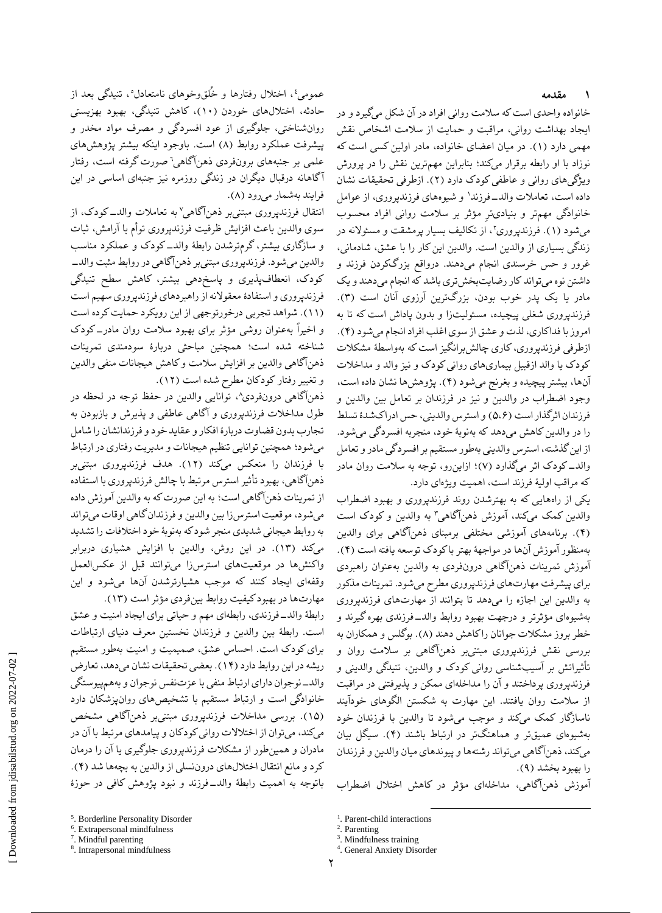## ۱ مقدمه

خانواده واحدی است که سلامت روانی افراد در آن شکل می‌گیرد و در ایجاد بهداشت روانی، مراقبت و حمایت از سلامت اشخاص نقش مهمی دارد (۱). در میان اعضای خانواده، مادر اولین کسی است که نوزاد با او رابطه برقرار می‌کند؛ بنابراین مهم‌ترین نقش را در پرورش ویژگی‌های روانی و عاطفی کودک دارد (۲). ازطرفی تحقیقات نشان داده است، تعاملات والد_فرزند[1] و شیوه‌های فرزندپروری، از عوامل خانوادگی مهم‌تر و بنیادی‌ترِ مؤثر بر سلامت روانی افراد محسوب می‌شود (۱). فرزندپروری[2]، از تکالیف بسیار پرمشقت و مسئولانه در زندگی بسیاری از والدین است. والدین این کار را با عشق، شادمانی، غرور و حس خرسندی انجام می‌دهند. درواقع بزرگ‌کردن فرزند و داشتن نوه می‌تواند کار رضایت‌بخش‌تری باشد که انجام می‌دهند و یک مادر یا یک پدر خوب بودن، بزرگ‌ترین آرزوی آنان است (۳). فرزندپروری شغلی پیچیده، مسئولیت‌زا و بدون پاداش است که تا به امروز با فداکاری، لذت و عشق از سوی اغلب افراد انجام می‌شود (۴). ازطرفی فرزندپروری، کاری چالش‌برانگیز است که به‌واسطهٔ مشکلات کودک یا والد ازقبیل بیماری‌های روانی کودک و نیز والد و مداخلات آن‌ها، بیشتر پیچیده و بغرنج می‌شود (۴). پژوهش‌ها نشان داده است، وجود اضطراب در والدین و نیز در فرزندان بر تعامل بین والدین و فرزندان اثرگذار است (۵،۶) و استرس والدینی، حس ادراک‌شدهٔ تسلط را در والدین کاهش می‌دهد که به‌نوبهٔ خود، منجربه افسردگی می‌شود. از این گذشته، استرس والدینی به‌طور مستقیم بر افسردگی مادر و تعامل والد_کودک اثر می‌گذارد (۷)؛ ازاین‌رو، توجه به سلامت روان مادر که مراقب اولیهٔ فرزند است، اهمیت ویژه‌ای دارد.

یکی از راه‌هایی که به بهترشدن روند فرزندپروری و بهبود اضطراب والدین کمک می‌کند، آموزش ذهن‌آگاهی[3] به والدین و کودک است (۴). برنامه‌های آموزشی مختلفی برمبنای ذهن‌آگاهی برای والدین به‌منظور آموزش آن‌ها در مواجههٔ بهتر با کودک توسعه یافته است (۴). آموزش تمرینات ذهن‌آگاهی درون‌فردی به والدین به‌عنوان راهبردی برای پیشرفت مهارت‌های فرزندپروری مطرح می‌شود. تمرینات مذکور به والدین این اجازه را می‌دهد تا بتوانند از مهارت‌های فرزندپروری به‌شیوه‌ای مؤثرتر و درجهت بهبود روابط والد_فرزندی بهره گیرند و خطر بروز مشکلات جوانان را کاهش دهند (۸). بوگلس و همکاران به بررسی نقش فرزندپروری مبتنی‌بر ذهن‌آگاهی بر سلامت روان و تأثیراتش بر آسیب‌شناسی روانی کودک و والدین، تنیدگی والدینی و فرزندپروری پرداختند و آن را مداخله‌ای ممکن و پذیرفتنی در مراقبت از سلامت روان یافتند. این مهارت به شکستن الگوهای خودآیند ناسازگار کمک می‌کند و موجب می‌شود تا والدین با فرزندان خود به‌شیوه‌ای عمیق‌تر و هماهنگ‌تر در ارتباط باشند (۴). سیگل بیان می‌کند، ذهن‌آگاهی می‌تواند رشته‌ها و پیوندهای میان والدین و فرزندان را بهبود بخشد (۹).

آموزش ذهن‌آگاهی، مداخله‌ای مؤثر در کاهش اختلال اضطراب عمومی[4]، اختلال رفتارها و خُلق‌وخوهای نامتعادل[5]، تنیدگی بعد از حادثه، اختلال‌های خوردن (۱۰)، کاهش تنیدگی، بهبود بهزیستی روان‌شناختی، جلوگیری از عود افسردگی و مصرف مواد مخدر و پیشرفت عملکرد روابط (۸) است. باوجود اینکه بیشتر پژوهش‌های علمی بر جنبه‌های برون‌فردی ذهن‌آگاهی[6] صورت گرفته است، رفتار آگاهانه درقبال دیگران در زندگی روزمره نیز جنبه‌ای اساسی در این فرایند به‌شمار می‌رود (۸).

انتقال فرزندپروری مبتنی‌بر ذهن‌آگاهی[7] به تعاملات والد_کودک، از سوی والدین باعث افزایش ظرفیت فرزندپروری توأم با آرامش، ثبات و سازگاری بیشتر، گرم‌ترشدن رابطهٔ والد_کودک و عملکرد مناسب والدین می‌شود. فرزندپروری مبتنی‌بر ذهن‌آگاهی در روابط مثبت والد_کودک، انعطاف‌پذیری و پاسخ‌دهی بیشتر، کاهش سطح تنیدگی فرزندپروری و استفادهٔ معقولانه از راهبردهای فرزندپروری سهیم است (۱۱). شواهد تجربی درخورتوجهی از این رویکرد حمایت کرده است و اخیراً به‌عنوان روشی مؤثر برای بهبود سلامت روان مادر_کودک شناخته شده است؛ همچنین مباحثی دربارهٔ سودمندی تمرینات ذهن‌آگاهی والدین بر افزایش سلامت و کاهش هیجانات منفی والدین و تغییر رفتار کودکان مطرح شده است (۱۲).

ذهن‌آگاهی درون‌فردی[8]، توانایی والدین در حفظ توجه در لحظه در طول مداخلات فرزندپروری و آگاهی عاطفی و پذیرش و بازبودن به تجارب بدون قضاوت دربارهٔ افکار و عقاید خود و فرزندانشان را شامل می‌شود؛ همچنین توانایی تنظیم هیجانات و مدیریت رفتاری در ارتباط با فرزندان را منعکس می‌کند (۱۲). هدف فرزندپروری مبتنی‌بر ذهن‌آگاهی، بهبود تأثیر استرس مرتبط با چالش فرزندپروری با استفاده از تمرینات ذهن‌آگاهی است؛ به این صورت که به والدین آموزش داده می‌شود، موقعیت استرس‌زا بین والدین و فرزندان‌گاهی اوقات می‌تواند به روابط هیجانی شدیدی منجر شود که به‌نوبهٔ خود اختلافات را تشدید می‌کند (۱۳). در این روش، والدین با افزایش هشیاری دربرابر واکنش‌ها در موقعیت‌های استرس‌زا می‌توانند قبل از عکس‌العمل وقفه‌ای ایجاد کنند که موجب هشیارترشدن آن‌ها می‌شود و این مهارت‌ها در بهبود کیفیت روابط بین‌فردی مؤثر است (۱۳).

رابطهٔ والد_فرزندی، رابطه‌ای مهم و حیاتی برای ایجاد امنیت و عشق است. رابطهٔ بین والدین و فرزندان نخستین معرف دنیای ارتباطات برای کودک است. احساس عشق، صمیمیت و امنیت به‌طور مستقیم ریشه در این روابط دارد (۱۴). بعضی تحقیقات نشان می‌دهد، تعارض والد_نوجوان دارای ارتباط منفی با عزت‌نفس نوجوان و به‌هم‌پیوستگی خانوادگی است و ارتباط مستقیم با تشخیص‌های روان‌پزشکان دارد (۱۵). بررسی مداخلات فرزندپروری مبتنی‌بر ذهن‌آگاهی مشخص می‌کند، می‌توان از اختلالات روانی کودکان و پیامدهای مرتبط با آن در مادران و همین‌طور از مشکلات فرزندپروری جلوگیری یا آن را درمان کرد و مانع انتقال اختلال‌های درون‌نسلی از والدین به بچه‌ها شد (۴). باتوجه به اهمیت رابطهٔ والد_فرزند و نبود پژوهش کافی در حوزهٔ

---

[1]. Parent-child interactions
[2]. Parenting
[3]. Mindfulness training
[4]. General Anxiety Disorder
[5]. Borderline Personality Disorder
[6]. Extrapersonal mindfulness
[7]. Mindful parenting
[8]. Intrapersonal mindfulness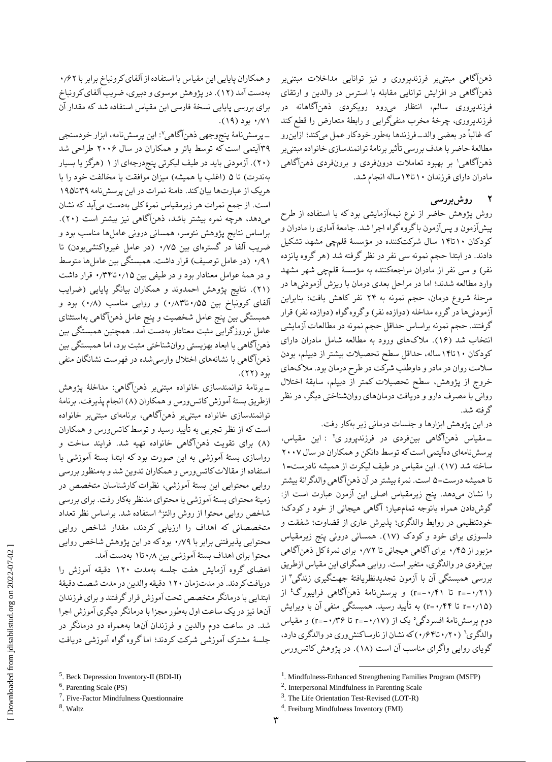ذهن‌آگاهی مبتنی‌بر فرزندپروری و نیز توانایی مداخلات مبتنی‌بر ذهن‌آگاهی در افزایش توانایی مقابله با استرس در والدین و ارتقای فرزندپروری سالم، انتظار می‌رود رویکردی ذهن‌آگاهانه در فرزندپروری، چرخهٔ مخرب منفی‌گرایی و رابطهٔ متعارض را قطع کند که غالباً در بعضی والدـفرزندها به‌طور خودکار عمل می‌کند؛ ازاین‌رو مطالعهٔ حاضر با هدف بررسی تأثیر برنامهٔ توانمندسازی خانواده مبتنی‌بر ذهن‌آگاهی[1] بر بهبود تعاملات درون‌فردی و برون‌فردی ذهن‌آگاهی مادران دارای فرزندان ۱۰تا۱۴ساله انجام شد.

## ۲ روش‌بررسی

روش پژوهش حاضر از نوع نیمه‌آزمایشی بود که با استفاده از طرح پیش‌آزمون و پس‌آزمون با گروه گواه اجرا شد. جامعهٔ آماری را مادران و کودکان ۱۰تا۱۴ سال شرکت‌کننده در مؤسسهٔ قلمچی مشهد تشکیل دادند. در ابتدا حجم نمونه سی نفر در نظر گرفته شد (هر گروه پانزده نفر) و سی نفر از مادران مراجعه‌کننده به مؤسسهٔ قلمچی شهر مشهد وارد مطالعه شدند؛ اما در مراحل بعدی درمان با ریزش آزمودنی‌ها در مرحلهٔ شروع درمان، حجم نمونه به ۲۴ نفر کاهش یافت؛ بنابراین آزمودنی‌ها در گروه مداخله (دوازده نفر) وگروه‌گواه (دوازده نفر) قرار گرفتند. حجم نمونه براساس حداقل حجم نمونه در مطالعات آزمایشی انتخاب شد (۱۶). ملاک‌های ورود به مطالعه شامل مادران دارای کودکان ۱۰تا۱۴ساله، حداقل سطح تحصیلات بیشتر از دیپلم، بودن سلامت روان در مادر و داوطلب شرکت در طرح درمان بود. ملاک‌های خروج از پژوهش، سطح تحصیلات کمتر از دیپلم، سابقهٔ اختلال روانی یا مصرف دارو و دریافت درمان‌های روان‌شناختی دیگر، در نظر گرفته شد.

در این پژوهش ابزارها و جلسات درمانی زیر به‌کار رفت.

ـ مقیاس ذهن‌آگاهی بین‌فردی در فرزندپروری[2]: این مقیاس، پرسش‌نامه‌ای ده‌آیتمی است که توسط دانکن و همکاران در سال ۲۰۰۷ ساخته شد (۱۷). این مقیاس در طیف لیکرت از همیشه نادرست=۱ تا همیشه درست=۵ است. نمرهٔ بیشتر در آن ذهن‌آگاهی والدگرانهٔ بیشتر را نشان می‌دهد. پنج زیرمقیاس اصلی این آزمون عبارت است از: گوش‌دادن همراه باتوجه تمام‌عیار؛ آگاهی هیجانی از خود و کودک؛ خودتنظیمی در روابط والدگری؛ پذیرش عاری از قضاوت؛ شفقت و دلسوزی برای خود و کودک (۱۷). همسانی درونی پنج زیرمقیاس مزبور از ۰٫۴۵ برای آگاهی هیجانی تا ۰٫۷۲ برای نمرهٔ کل ذهن‌آگاهی بین‌فردی در والدگری، متغیر است. روایی همگرای این مقیاس ازطریق بررسی همبستگی آن با آزمون تجدیدنظریافتهٔ جهت‌گیری زندگی[3] از ($r=-0.21$ تا $r=-0.41$) و پرسش‌نامهٔ ذهن‌آگاهی فرایبورگ[4] از ($r=0.15$ تا $r=0.44$) به تأیید رسید. همبستگی منفی آن با ویرایش دوم پرسش‌نامهٔ افسردگی[5] بک از ($r=-0.17$ تا $r=-0.36$) و مقیاس والدگری[6] ($0.20$تا$0.64$) که نشان از نارساکنش‌وری در والدگری دارد، گویای روایی واگرای مناسب آن است (۱۸). در پژوهش کاتس‌ورس و همکاران پایایی این مقیاس با استفاده از آلفای کرونباخ برابر با ۰٫۶۲ به‌دست آمد (۱۲). در پژوهش موسوی و دبیری، ضریب آلفای کرونباخ برای بررسی پایایی نسخهٔ فارسی این مقیاس استفاده شد که مقدار آن ۰٫۷۱ بود (۱۹).

ـ پرسش‌نامهٔ پنج‌وجهی ذهن‌آگاهی[7]: این پرسش‌نامه، ابزار خودسنجی ۳۹آیتمی است که توسط باثر و همکاران در سال ۲۰۰۶ طراحی شد (۲۰). آزمودنی باید در طیف لیکرتی پنج‌درجه‌ای از ۱ (هرگز یا بسیار به‌ندرت) تا ۵ (اغلب یا همیشه) میزان موافقت یا مخالفت خود را با هریک از عبارت‌ها بیان کند. دامنهٔ نمرات در این پرسش‌نامه ۳۹تا۱۹۵ است. از جمع نمرات هر زیرمقیاس نمرهٔ کلی به‌دست می‌آید که نشان می‌دهد، هرچه نمره بیشتر باشد، ذهن‌آگاهی نیز بیشتر است (۲۰). براساس نتایج پژوهش نئوسر، همسانی درونی عامل‌ها مناسب بود و ضریب آلفا در گستره‌ای بین ۰٫۷۵ (در عامل غیرواکنشی‌بودن) تا ۰٫۹۱ (در عامل توصیف) قرار داشت. همبستگی بین عامل‌ها متوسط و در همهٔ عوامل معنادار بود و در طیفی بین ۰٫۱۵تا۰٫۳۴ قرار داشت (۲۱). نتایج پژوهش احمدوند و همکاران بیانگر پایایی (ضرایب آلفای کرونباخ بین ۰٫۵۵تا۰٫۸۳) و روایی مناسب (۰٫۸) بود و همبستگی بین پنج عامل شخصیت و پنج عامل ذهن‌آگاهی به‌استثنای عامل نوروزگرایی مثبت معنادار به‌دست آمد. همچنین همبستگی بین ذهن‌آگاهی با ابعاد بهزیستی روان‌شناختی مثبت بود، اما همبستگی بین ذهن‌آگاهی با نشانه‌های اختلال وارسی‌شده در فهرست نشانگان منفی بود (۲۲).

ـ برنامهٔ توانمندسازی خانواده مبتنی‌بر ذهن‌آگاهی: مداخلهٔ پژوهش ازطریق بستهٔ آموزش کاتس‌ورس و همکاران (۸) انجام پذیرفت. برنامهٔ توانمندسازی خانواده مبتنی‌بر ذهن‌آگاهی، برنامه‌ای مبتنی‌بر خانواده است که از نظر تجربی به تأیید رسید و توسط کاتس‌ورس و همکاران (۸) برای تقویت ذهن‌آگاهی خانواده تهیه شد. فرایند ساخت و رواسازی بستهٔ آموزشی به این صورت بود که ابتدا بستهٔ آموزشی با استفاده از مقالات کاتس‌ورس و همکاران تدوین شد و به‌منظور بررسی روایی محتوایی این بستهٔ آموزشی، نظرات کارشناسان متخصص در زمینهٔ محتوای بستهٔ آموزشی یا محتوای مدنظر به‌کار رفت. برای بررسی شاخص روایی محتوا از روش والتز[8] استفاده شد. براساس نظر تعداد متخصصانی که اهداف را ارزیابی کردند، مقدار شاخص روایی محتوایی پذیرفتنی برابر با ۰٫۷۹ بود که در این پژوهش شاخص روایی محتوا برای اهداف بستهٔ آموزشی بین ۰٫۸تا ۱ به‌دست آمد.

اعضای گروه آزمایش هفت جلسه به‌مدت ۱۲۰ دقیقه آموزش را دریافت کردند. در مدت‌زمان ۱۲۰ دقیقه والدین در مدت شصت دقیقهٔ ابتدایی با درمانگر متخصص تحت آموزش قرار گرفتند و برای فرزندان آن‌ها نیز در یک ساعت اول به‌طور مجزا با درمانگر دیگری آموزش اجرا شد. در ساعت دوم والدین و فرزندان آن‌ها به‌همراه دو درمانگر در جلسهٔ مشترک آموزشی شرکت کردند؛ اما گروه گواه آموزشی دریافت

---

[1]. Mindfulness-Enhanced Strengthening Families Program (MSFP)

[2]. Interpersonal Mindfulness in Parenting Scale

[3]. The Life Orientation Test-Revised (LOT-R)

[4]. Freiburg Mindfulness Inventory (FMI)

[5]. Beck Depression Inventory-II (BDI-II)

[6]. Parenting Scale (PS)

[7]. Five-Factor Mindfulness Questionnaire

[8]. Waltz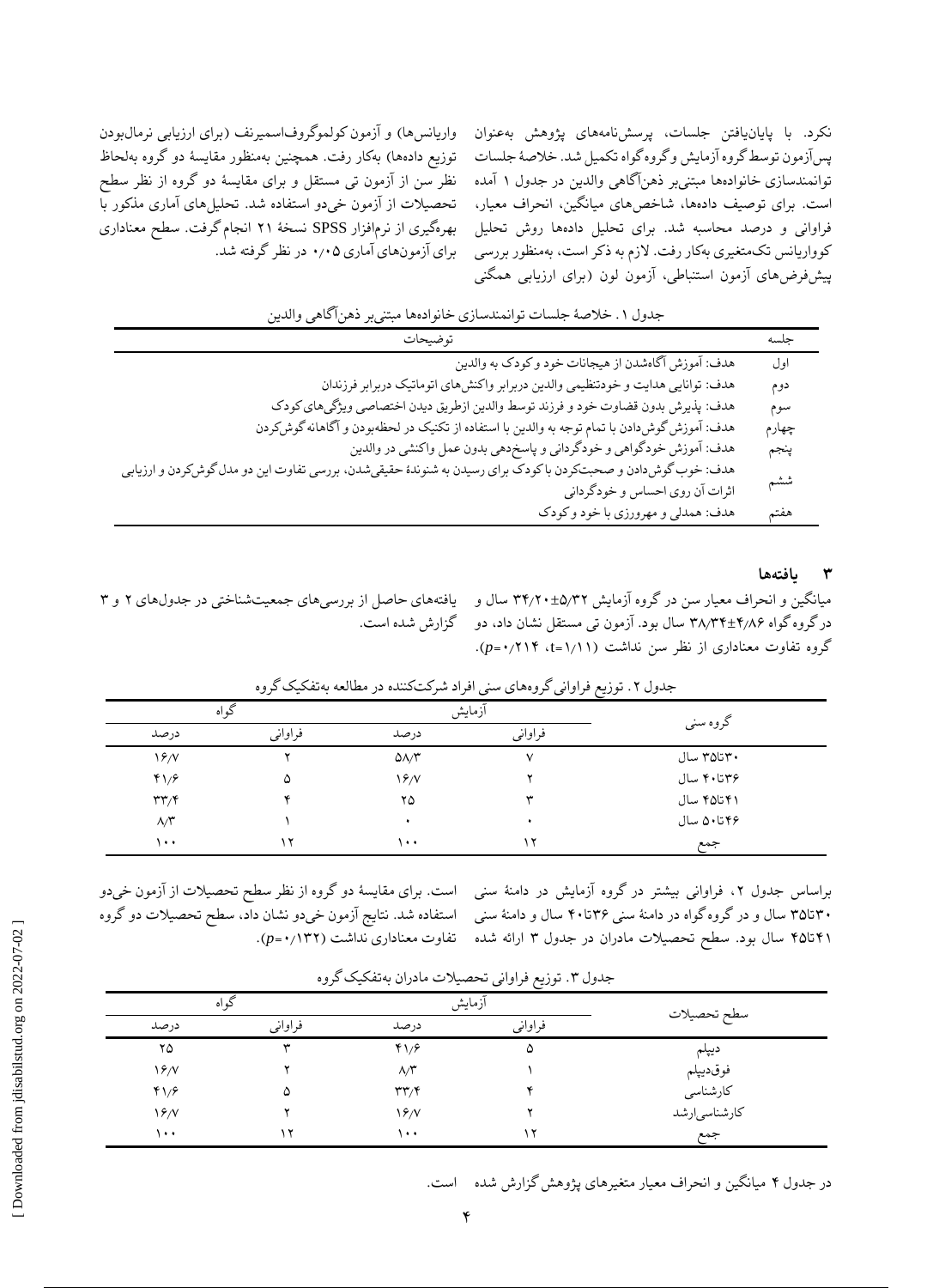نکرد. با پایان‌یافتن جلسات، پرسش‌نامه‌های پژوهش به‌عنوان پس‌آزمون توسط گروه آزمایش و گروه گواه تکمیل شد. خلاصهٔ جلسات توانمندسازی خانواده‌ها مبتنی‌بر ذهن‌آگاهی والدین در جدول ۱ آمده است. برای توصیف داده‌ها، شاخص‌های میانگین، انحراف معیار، فراوانی و درصد محاسبه شد. برای تحلیل داده‌ها روش تحلیل کوواریانس تک‌متغیری به‌کار رفت. لازم به ذکر است، به‌منظور بررسی پیش‌فرض‌های آزمون استنباطی، آزمون لون (برای ارزیابی همگنی واریانس‌ها) و آزمون کولموگروف‌اسمیرنف (برای ارزیابی نرمال‌بودن توزیع داده‌ها) به‌کار رفت. همچنین به‌منظور مقایسهٔ دو گروه به‌لحاظ نظر سن از آزمون تی مستقل و برای مقایسهٔ دو گروه از نظر سطح تحصیلات از آزمون خی‌دو استفاده شد. تحلیل‌های آماری مذکور با بهره‌گیری از نرم‌افزار SPSS نسخهٔ ۲۱ انجام گرفت. سطح معناداری برای آزمون‌های آماری ۰٫۰۵ در نظر گرفته شد.

جدول ۱. خلاصهٔ جلسات توانمندسازی خانواده‌ها مبتنی‌بر ذهن‌آگاهی والدین

| جلسه | توضیحات |
|---|---|
| اول | هدف: آموزش آگاه‌شدن از هیجانات خود و کودک به والدین |
| دوم | هدف: توانایی هدایت و خودتنظیمی والدین دربرابر واکنش‌های اتوماتیک دربرابر فرزندان |
| سوم | هدف: پذیرش بدون قضاوت خود و فرزند توسط والدین ازطریق دیدن اختصاصی ویژگی‌های کودک |
| چهارم | هدف: آموزش گوش‌دادن با تمام توجه به والدین با استفاده از تکنیک در لحظه‌بودن و آگاهانه گوش‌کردن |
| پنجم | هدف: آموزش خودگواهی و خودگردانی و پاسخ‌دهی بدون عمل واکنشی در والدین |
| ششم | هدف: خوب گوش‌دادن و صحبت‌کردن با کودک برای رسیدن به شنوندهٔ حقیقی‌شدن، بررسی تفاوت این دو مدل گوش‌کردن و ارزیابی اثرات آن روی احساس و خودگردانی |
| هفتم | هدف: همدلی و مهرورزی با خود و کودک |

## ۳ یافته‌ها

یافته‌های حاصل از بررسی‌های جمعیت‌شناختی در جدول‌های ۲ و ۳ گزارش شده است.

میانگین و انحراف معیار سن در گروه آزمایش ۵٫۳۲±۳۴٫۲۰ سال و در گروه گواه ۴٫۸۶±۳۸٫۳۴ سال بود. آزمون تی مستقل نشان داد، دو گروه تفاوت معناداری از نظر سن نداشت ($t$=۱٫۱۱، $p$=۰٫۲۱۴).

جدول ۲. توزیع فراوانی گروه‌های سنی افراد شرکت‌کننده در مطالعه به‌تفکیک گروه

| گروه سنی | آزمایش | | گواه | |
|---|---|---|---|---|
| | فراوانی | درصد | فراوانی | درصد |
| ۳۰تا۳۵ سال | ۷ | ۵۸٫۳ | ۲ | ۱۶٫۷ |
| ۳۶تا۴۰ سال | ۲ | ۱۶٫۷ | ۵ | ۴۱٫۶ |
| ۴۱تا۴۵ سال | ۳ | ۲۵ | ۴ | ۳۳٫۴ |
| ۴۶تا۵۰ سال | ۰ | ۰ | ۱ | ۸٫۳ |
| جمع | ۱۲ | ۱۰۰ | ۱۲ | ۱۰۰ |

براساس جدول ۲، فراوانی بیشتر در گروه آزمایش در دامنهٔ سنی ۳۰تا۳۵ سال و در گروه گواه در دامنهٔ سنی ۳۶تا۴۰ سال و دامنهٔ سنی ۴۱تا۴۵ سال بود. سطح تحصیلات مادران در جدول ۳ ارائه شده است. برای مقایسهٔ دو گروه از نظر سطح تحصیلات از آزمون خی‌دو استفاده شد. نتایج آزمون خی‌دو نشان داد، سطح تحصیلات دو گروه تفاوت معناداری نداشت ($p$=۰٫۱۳۲).

جدول ۳. توزیع فراوانی تحصیلات مادران به‌تفکیک گروه

| سطح تحصیلات | آزمایش | | گواه | |
|---|---|---|---|---|
| | فراوانی | درصد | فراوانی | درصد |
| دیپلم | ۵ | ۴۱٫۶ | ۳ | ۲۵ |
| فوق‌دیپلم | ۱ | ۸٫۳ | ۲ | ۱۶٫۷ |
| کارشناسی | ۴ | ۳۳٫۴ | ۵ | ۴۱٫۶ |
| کارشناسی‌ارشد | ۲ | ۱۶٫۷ | ۲ | ۱۶٫۷ |
| جمع | ۱۲ | ۱۰۰ | ۱۲ | ۱۰۰ |

در جدول ۴ میانگین و انحراف معیار متغیرهای پژوهش گزارش شده است.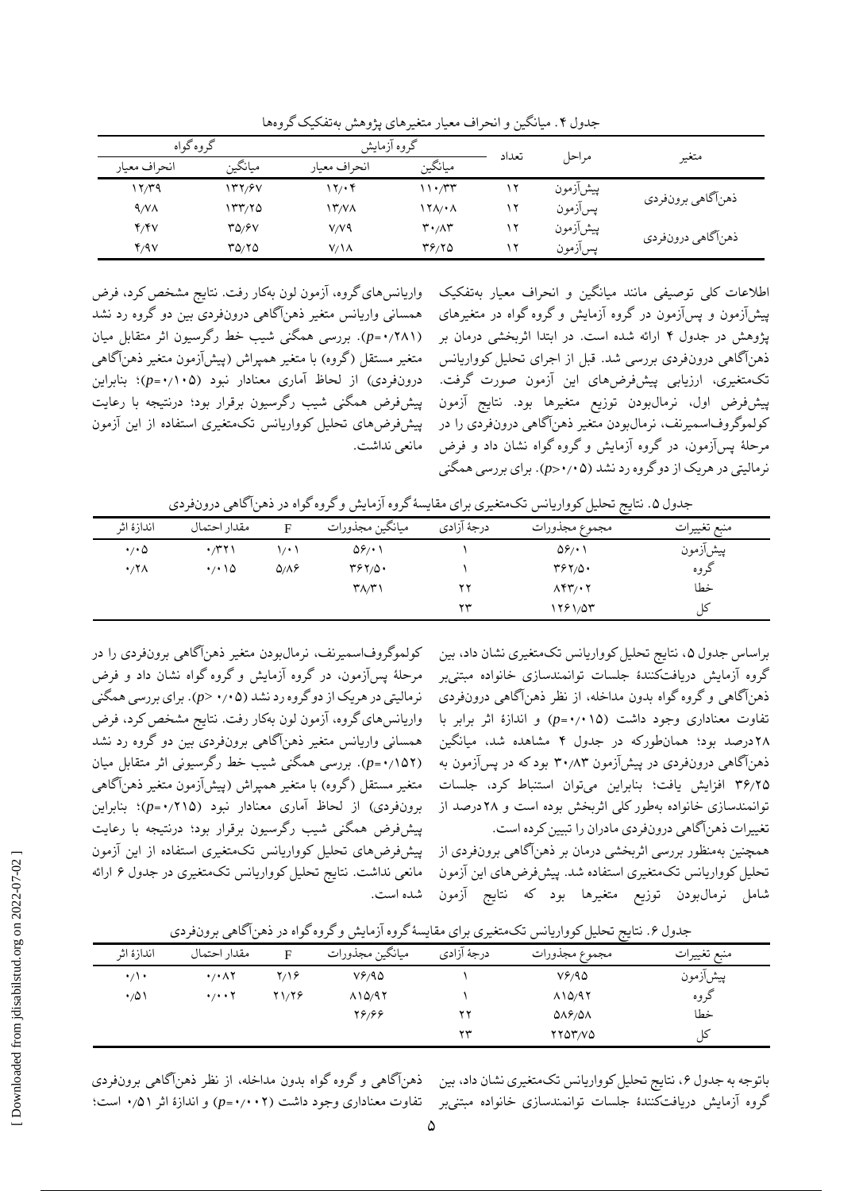جدول ۴. میانگین و انحراف معیار متغیرهای پژوهش به‌تفکیک گروه‌ها

| متغیر | مراحل | تعداد | گروه آزمایش | | گروه گواه | |
|---|---|---|---|---|---|---|
| | | | میانگین | انحراف معیار | میانگین | انحراف معیار |
| ذهن‌آگاهی برون‌فردی | پیش‌آزمون | ۱۲ | ۱۱۰/۳۳ | ۱۲/۰۴ | ۱۳۲/۶۷ | ۱۲/۳۹ |
| | پس‌آزمون | ۱۲ | ۱۲۸/۰۸ | ۱۳/۷۸ | ۱۳۳/۲۵ | ۹/۷۸ |
| ذهن‌آگاهی درون‌فردی | پیش‌آزمون | ۱۲ | ۳۰/۸۳ | ۷/۷۹ | ۳۵/۶۷ | ۴/۴۷ |
| | پس‌آزمون | ۱۲ | ۳۶/۲۵ | ۷/۱۸ | ۳۵/۲۵ | ۴/۹۷ |

اطلاعات کلی توصیفی مانند میانگین و انحراف معیار به‌تفکیک پیش‌آزمون و پس‌آزمون در گروه آزمایش و گروه گواه در متغیرهای پژوهش در جدول ۴ ارائه شده است. در ابتدا اثربخشی درمان بر ذهن‌آگاهی درون‌فردی بررسی شد. قبل از اجرای تحلیل کوواریانس تک‌متغیری، ارزیابی پیش‌فرض‌های این آزمون صورت گرفت. پیش‌فرض اول، نرمال‌بودن توزیع متغیرها بود. نتایج آزمون کولموگروف‌اسمیرنف، نرمال‌بودن متغیر ذهن‌آگاهی درون‌فردی را در مرحلهٔ پس‌آزمون، در گروه آزمایش و گروه گواه نشان داد و فرض نرمالیتی در هریک از دوگروه رد نشد ($p>0/05$). برای بررسی همگنی واریانس‌های گروه، آزمون لون به‌کار رفت. نتایج مشخص کرد، فرض همسانی واریانس متغیر ذهن‌آگاهی درون‌فردی بین دو گروه رد نشد ($p=0/281$). بررسی همگنی شیب خط رگرسیون اثر متقابل میان متغیر مستقل (گروه) با متغیر همپراش (پیش‌آزمون متغیر ذهن‌آگاهی درون‌فردی) از لحاظ آماری معنادار نبود ($p=0/105$)؛ بنابراین پیش‌فرض همگنی شیب رگرسیون برقرار بود؛ درنتیجه با رعایت پیش‌فرض‌های تحلیل کوواریانس تک‌متغیری استفاده از این آزمون مانعی نداشت.

جدول ۵. نتایج تحلیل کوواریانس تک‌متغیری برای مقایسهٔ گروه آزمایش و گروه گواه در ذهن‌آگاهی درون‌فردی

| منبع تغییرات | مجموع مجذورات | درجهٔ آزادی | میانگین مجذورات | F | مقدار احتمال | اندازهٔ اثر |
|---|---|---|---|---|---|---|
| پیش‌آزمون | ۵۶/۰۱ | ۱ | ۵۶/۰۱ | ۱/۰۱ | ۰/۳۲۱ | ۰/۰۵ |
| گروه | ۳۶۲/۵۰ | ۱ | ۳۶۲/۵۰ | ۵/۸۶ | ۰/۰۱۵ | ۰/۲۸ |
| خطا | ۸۴۳/۰۲ | ۲۲ | ۳۸/۳۱ | | | |
| کل | ۱۲۶۱/۵۳ | ۲۳ | | | | |

براساس جدول ۵، نتایج تحلیل کوواریانس تک‌متغیری نشان داد، بین گروه آزمایش دریافت‌کنندهٔ جلسات توانمندسازی خانواده مبتنی‌بر ذهن‌آگاهی و گروه گواه بدون مداخله، از نظر ذهن‌آگاهی درون‌فردی تفاوت معناداری وجود داشت ($p=0/015$) و اندازهٔ اثر برابر با ۲۸درصد بود؛ همان‌طورکه در جدول ۴ مشاهده شد، میانگین ذهن‌آگاهی درون‌فردی در پیش‌آزمون ۳۰/۸۳ بود که در پس‌آزمون به ۳۶/۲۵ افزایش یافت؛ بنابراین می‌توان استنباط کرد، جلسات توانمندسازی خانواده به‌طور کلی اثربخش بوده است و ۲۸درصد از تغییرات ذهن‌آگاهی درون‌فردی مادران را تبیین کرده است.

همچنین به‌منظور بررسی اثربخشی درمان بر ذهن‌آگاهی برون‌فردی از تحلیل کوواریانس تک‌متغیری استفاده شد. پیش‌فرض‌های این آزمون شامل نرمال‌بودن توزیع متغیرها بود که نتایج آزمون کولموگروف‌اسمیرنف، نرمال‌بودن متغیر ذهن‌آگاهی برون‌فردی را در مرحلهٔ پس‌آزمون، در گروه آزمایش و گروه گواه نشان داد و فرض نرمالیتی در هریک از دوگروه رد نشد ($p>0/05$). برای بررسی همگنی واریانس‌های گروه، آزمون لون به‌کار رفت. نتایج مشخص کرد، فرض همسانی واریانس متغیر ذهن‌آگاهی برون‌فردی بین دو گروه رد نشد ($p=0/152$). بررسی همگنی شیب خط رگرسیونی اثر متقابل میان متغیر مستقل (گروه) با متغیر همپراش (پیش‌آزمون متغیر ذهن‌آگاهی برون‌فردی) از لحاظ آماری معنادار نبود ($p=0/215$)؛ بنابراین پیش‌فرض همگنی شیب رگرسیون برقرار بود؛ درنتیجه با رعایت پیش‌فرض‌های تحلیل کوواریانس تک‌متغیری استفاده از این آزمون مانعی نداشت. نتایج تحلیل کوواریانس تک‌متغیری در جدول ۶ ارائه شده است.

جدول ۶. نتایج تحلیل کوواریانس تک‌متغیری برای مقایسهٔ گروه آزمایش و گروه گواه در ذهن‌آگاهی برون‌فردی

| منبع تغییرات | مجموع مجذورات | درجهٔ آزادی | میانگین مجذورات | F | مقدار احتمال | اندازهٔ اثر |
|---|---|---|---|---|---|---|
| پیش‌آزمون | ۷۶/۹۵ | ۱ | ۷۶/۹۵ | ۲/۱۶ | ۰/۰۸۲ | ۰/۱۰ |
| گروه | ۸۱۵/۹۲ | ۱ | ۸۱۵/۹۲ | ۲۱/۲۶ | ۰/۰۰۲ | ۰/۵۱ |
| خطا | ۵۸۶/۵۸ | ۲۲ | ۲۶/۶۶ | | | |
| کل | ۲۲۵۳/۷۵ | ۲۳ | | | | |

باتوجه به جدول ۶، نتایج تحلیل کوواریانس تک‌متغیری نشان داد، بین گروه آزمایش دریافت‌کنندهٔ جلسات توانمندسازی خانواده مبتنی‌بر ذهن‌آگاهی و گروه گواه بدون مداخله، از نظر ذهن‌آگاهی برون‌فردی تفاوت معناداری وجود داشت ($p=0/002$) و اندازهٔ اثر ۰/۵۱ است؛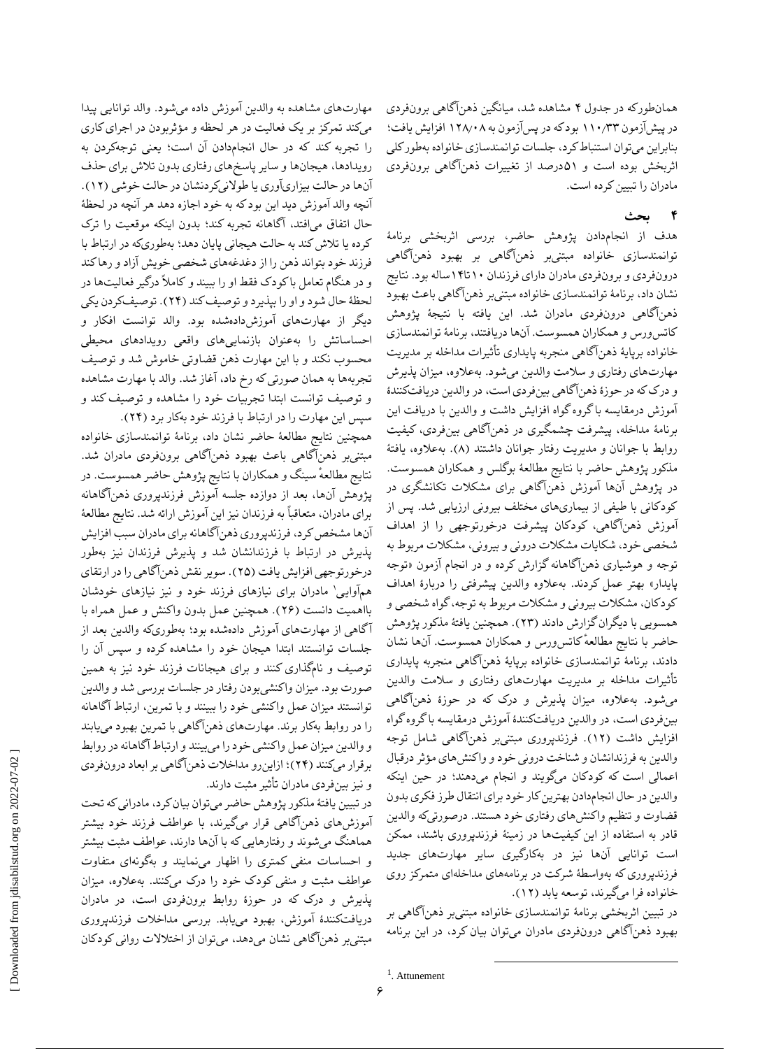همان‌طورکه در جدول ۴ مشاهده شد، میانگین ذهن‌آگاهی برون‌فردی در پیش‌آزمون ۱۱۰/۳۳ بود که در پس‌آزمون به ۱۲۸/۰۸ افزایش یافت؛ بنابراین می‌توان استنباط کرد، جلسات توانمندسازی خانواده به‌طورکلی اثربخش بوده است و ۵۱درصد از تغییرات ذهن‌آگاهی برون‌فردی مادران را تبیین کرده است.

## ۴ بحث

هدف از انجام‌دادن پژوهش حاضر، بررسی اثربخشی برنامهٔ توانمندسازی خانواده مبتنی‌بر ذهن‌آگاهی بر بهبود ذهن‌آگاهی درون‌فردی و برون‌فردی مادران دارای فرزندان ۱۰تا۱۴ساله بود. نتایج نشان داد، برنامهٔ توانمندسازی خانواده مبتنی‌بر ذهن‌آگاهی باعث بهبود ذهن‌آگاهی درون‌فردی مادران شد. این یافته با نتیجهٔ پژوهش کاتس‌ورس و همکاران همسوست. آن‌ها دریافتند، برنامهٔ توانمندسازی خانواده برپایهٔ ذهن‌آگاهی منجربه پایداری تأثیرات مداخله بر مدیریت مهارت‌های رفتاری و سلامت والدین می‌شود. به‌علاوه، میزان پذیرش و درک که در حوزهٔ ذهن‌آگاهی بین‌فردی است، در والدین دریافت‌کنندهٔ آموزش درمقایسه با گروه گواه افزایش داشت و والدین با دریافت این برنامهٔ مداخله، پیشرفت چشمگیری در ذهن‌آگاهی بین‌فردی، کیفیت روابط با جوانان و مدیریت رفتار جوانان داشتند (۸). به‌علاوه، یافتهٔ مذکور پژوهش حاضر با نتایج مطالعهٔ بوگلس و همکاران همسوست. در پژوهش آن‌ها آموزش ذهن‌آگاهی برای مشکلات تکانشگری در کودکانی با طیفی از بیماری‌های مختلف بیرونی ارزیابی شد. پس از آموزش ذهن‌آگاهی، کودکان پیشرفت درخورتوجهی را از اهداف شخصی خود، شکایات مشکلات درونی و بیرونی، مشکلات مربوط به توجه و هوشیاری ذهن‌آگاهانه گزارش کرده و در انجام آزمون «توجه پایدار» بهتر عمل کردند. به‌علاوه والدین پیشرفتی را دربارهٔ اهداف کودکان، مشکلات بیرونی و مشکلات مربوط به توجه، گواه شخصی و همسویی با دیگران گزارش دادند (۲۳). همچنین یافتهٔ مذکور پژوهش حاضر با نتایج مطالعهٔ کاتس‌ورس و همکاران همسوست. آن‌ها نشان دادند، برنامهٔ توانمندسازی خانواده برپایهٔ ذهن‌آگاهی منجربه پایداری تأثیرات مداخله بر مدیریت مهارت‌های رفتاری و سلامت والدین می‌شود. به‌علاوه، میزان پذیرش و درک که در حوزهٔ ذهن‌آگاهی بین‌فردی است، در والدین دریافت‌کنندهٔ آموزش درمقایسه با گروه گواه افزایش داشت (۱۲). فرزندپروری مبتنی‌بر ذهن‌آگاهی شامل توجه والدین به فرزندانشان و شناخت درونی خود و واکنش‌های مؤثر درقبال اعمالی است که کودکان می‌گویند و انجام می‌دهند؛ در حین اینکه والدین در حال انجام‌دادن بهترین کار خود برای انتقال طرز فکری بدون قضاوت و تنظیم واکنش‌های رفتاری خود هستند. درصورتی‌که والدین قادر به استفاده از این کیفیت‌ها در زمینهٔ فرزندپروری باشند، ممکن است توانایی آن‌ها نیز در به‌کارگیری سایر مهارت‌های جدید فرزندپروری که به‌واسطهٔ شرکت در برنامه‌های مداخله‌ای متمرکز روی خانواده فرا می‌گیرند، توسعه یابد (۱۲).

در تبیین اثربخشی برنامهٔ توانمندسازی خانواده مبتنی‌بر ذهن‌آگاهی بر بهبود ذهن‌آگاهی درون‌فردی مادران می‌توان بیان کرد، در این برنامه مهارت‌های مشاهده به والدین آموزش داده می‌شود. والد توانایی پیدا می‌کند تمرکز بر یک فعالیت در هر لحظه و مؤثربودن در اجرای کاری را تجربه کند که در حال انجام‌دادن آن است؛ یعنی توجه‌کردن به رویدادها، هیجان‌ها و سایر پاسخ‌های رفتاری بدون تلاش برای حذف آن‌ها در حالت بیزاری‌آوری یا طولانی‌کردنشان در حالت خوشی (۱۲). آنچه والد آموزش دید این بود که به خود اجازه دهد هر آنچه در لحظهٔ حال اتفاق می‌افتد، آگاهانه تجربه کند؛ بدون اینکه موقعیت را ترک کرده یا تلاش کند به حالت هیجانی پایان دهد؛ به‌طوری‌که در ارتباط با فرزند خود بتواند ذهن را از دغدغه‌های شخصی خویش آزاد و رها کند و در هنگام تعامل با کودک فقط او را ببیند و کاملاً درگیر فعالیت‌ها در لحظهٔ حال شود و او را بپذیرد و توصیف کند (۲۴). توصیف‌کردن یکی دیگر از مهارت‌های آموزش‌داده‌شده بود. والد توانست افکار و احساساتش را به‌عنوان بازنمایی‌های واقعی رویدادهای محیطی محسوب نکند و با این مهارت ذهن قضاوتی خاموش شد و توصیف تجربه‌ها به همان صورتی که رخ داد، آغاز شد. والد با مهارت مشاهده و توصیف توانست ابتدا تجربیات خود را مشاهده و توصیف کند و سپس این مهارت را در ارتباط با فرزند خود به‌کار برد (۲۴).

همچنین نتایج مطالعهٔ حاضر نشان داد، برنامهٔ توانمندسازی خانواده مبتنی‌بر ذهن‌آگاهی باعث بهبود ذهن‌آگاهی برون‌فردی مادران شد. نتایج مطالعهٔ سینگ و همکاران با نتایج پژوهش حاضر همسوست. در پژوهش آن‌ها، بعد از دوازده جلسه آموزش فرزندپروری ذهن‌آگاهانه برای مادران، متعاقباً به فرزندان نیز این آموزش ارائه شد. نتایج مطالعهٔ آن‌ها مشخص کرد، فرزندپروری ذهن‌آگاهانه برای مادران سبب افزایش پذیرش در ارتباط با فرزندانشان شد و پذیرش فرزندان نیز به‌طور درخورتوجهی افزایش یافت (۲۵). سویر نقش ذهن‌آگاهی را در ارتقای هم‌آوایی[1] مادران برای نیازهای فرزند خود و نیز نیازهای خودشان بااهمیت دانست (۲۶). همچنین عمل بدون واکنش و عمل همراه با آگاهی از مهارت‌های آموزش‌داده‌شده بود؛ به‌طوری‌که والدین بعد از جلسات توانستند ابتدا هیجان خود را مشاهده کرده و سپس آن را توصیف و نام‌گذاری کنند و برای هیجانات فرزند خود نیز به همین صورت بود. میزان واکنشی‌بودن رفتار در جلسات بررسی شد و والدین توانستند میزان عمل واکنشی خود را ببینند و با تمرین، ارتباط آگاهانه را در روابط به‌کار برند. مهارت‌های ذهن‌آگاهی با تمرین بهبود می‌یابند و والدین میزان عمل واکنشی خود را می‌بینند و ارتباط آگاهانه در روابط برقرار می‌کنند (۲۴)؛ ازاین‌رو مداخلات ذهن‌آگاهی بر ابعاد درون‌فردی و نیز بین‌فردی مادران تأثیر مثبت دارند.

در تبیین یافتهٔ مذکور پژوهش حاضر می‌توان بیان کرد، مادرانی که تحت آموزش‌های ذهن‌آگاهی قرار می‌گیرند، با عواطف فرزند خود بیشتر هماهنگ می‌شوند و رفتارهایی که با آن‌ها دارند، عواطف مثبت بیشتر و احساسات منفی کمتری را اظهار می‌نمایند و به‌گونه‌ای متفاوت عواطف مثبت و منفی کودک خود را درک می‌کنند. به‌علاوه، میزان پذیرش و درک که در حوزهٔ روابط برون‌فردی است، در مادران دریافت‌کنندهٔ آموزش، بهبود می‌یابد. بررسی مداخلات فرزندپروری مبتنی‌بر ذهن‌آگاهی نشان می‌دهد، می‌توان از اختلالات روانی کودکان

---

[1]. Attunement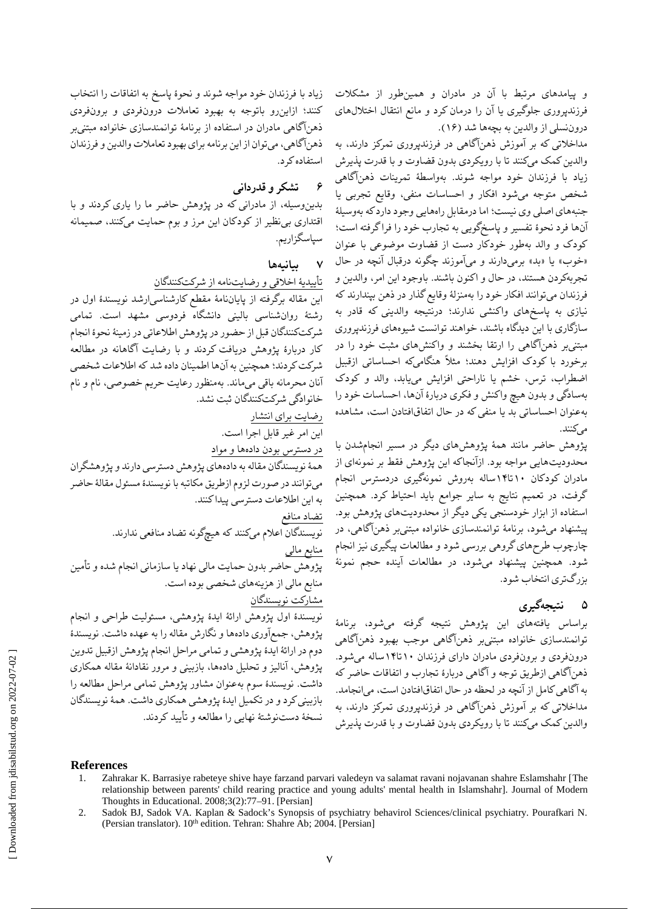و پیامدهای مرتبط با آن در مادران و همین‌طور از مشکلات فرزندپروری جلوگیری یا آن را درمان کرد و مانع انتقال اختلال‌های درون‌نسلی از والدین به بچه‌ها شد (۱۶).

مداخلاتی که بر آموزش ذهن‌آگاهی در فرزندپروری تمرکز دارند، به والدین کمک می‌کنند تا با رویکردی بدون قضاوت و با قدرت پذیرش زیاد با فرزندان خود مواجه شوند. به‌واسطهٔ تمرینات ذهن‌آگاهی شخص متوجه می‌شود افکار و احساسات منفی، وقایع تجربی یا جنبه‌های اصلی وی نیست؛ اما درمقابل راه‌هایی وجود دارد که به‌وسیلهٔ آن‌ها فرد نحوهٔ تفسیر و پاسخ‌گویی به تجارب خود را فراگرفته است؛ کودک و والد به‌طور خودکار دست از قضاوت موضوعی با عنوان «خوب» یا «بد» برمی‌دارند و می‌آموزند چگونه درقبال آنچه در حال تجربه‌کردن هستند، در حال و اکنون باشند. باوجود این امر، والدین و فرزندان می‌توانند افکار خود را به‌منزلهٔ وقایع گذار در ذهن بپندارند که نیازی به پاسخ‌های واکنشی ندارند؛ درنتیجه والدینی که قادر به سازگاری با این دیدگاه باشند، خواهند توانست شیوه‌های فرزندپروری مبتنی‌بر ذهن‌آگاهی را ارتقا بخشند و واکنش‌های مثبت خود را در برخورد با کودک افزایش دهند؛ مثلاً هنگامی‌که احساساتی ازقبیل اضطراب، ترس، خشم یا ناراحتی افزایش می‌یابد، والد و کودک به‌سادگی و بدون هیچ واکنش و فکری دربارهٔ آن‌ها، احساسات خود را به‌عنوان احساساتی بد یا منفی که در حال اتفاق‌افتادن است، مشاهده می‌کنند.

پژوهش حاضر مانند همهٔ پژوهش‌های دیگر در مسیر انجام‌شدن با محدودیت‌هایی مواجه بود. ازآنجاکه این پژوهش فقط بر نمونه‌ای از مادران کودکان ۱۰تا۱۴ساله به‌روش نمونه‌گیری دردسترس انجام گرفت، در تعمیم نتایج به سایر جوامع باید احتیاط کرد. همچنین استفاده از ابزار خودسنجی یکی دیگر از محدودیت‌های پژوهش بود. پیشنهاد می‌شود، برنامهٔ توانمندسازی خانواده مبتنی‌بر ذهن‌آگاهی، در چارچوب طرح‌های گروهی بررسی شود و مطالعات پیگیری نیز انجام شود. همچنین پیشنهاد می‌شود، در مطالعات آینده حجم نمونهٔ بزرگ‌تری انتخاب شود.

## ۵ نتیجه‌گیری

براساس یافته‌های این پژوهش نتیجه گرفته می‌شود، برنامهٔ توانمندسازی خانواده مبتنی‌بر ذهن‌آگاهی موجب بهبود ذهن‌آگاهی درون‌فردی و برون‌فردی مادران دارای فرزندان ۱۰تا۱۴ساله می‌شود. ذهن‌آگاهی ازطریق توجه و آگاهی دربارهٔ تجارب و اتفاقات حاضر که به آگاهی کامل از آنچه در لحظه در حال اتفاق‌افتادن است، می‌انجامد. مداخلاتی که بر آموزش ذهن‌آگاهی در فرزندپروری تمرکز دارند، به والدین کمک می‌کنند تا با رویکردی بدون قضاوت و با قدرت پذیرش زیاد با فرزندان خود مواجه شوند و نحوهٔ پاسخ به اتفاقات را انتخاب کنند؛ ازاین‌رو باتوجه به بهبود تعاملات درون‌فردی و برون‌فردی ذهن‌آگاهی مادران در استفاده از برنامهٔ توانمندسازی خانواده مبتنی‌بر ذهن‌آگاهی، می‌توان از این برنامه برای بهبود تعاملات والدین و فرزندان استفاده کرد.

## ۶ تشکر و قدردانی

بدین‌وسیله، از مادرانی که در پژوهش حاضر ما را یاری کردند و با اقتداری بی‌نظیر از کودکان این مرز و بوم حمایت می‌کنند، صمیمانه سپاسگزاریم.

## ۷ بیانیه‌ها

تأییدیهٔ اخلاقی و رضایت‌نامه از شرکت‌کنندگان

این مقاله برگرفته از پایان‌نامهٔ مقطع کارشناسی‌ارشد نویسندهٔ اول در رشتهٔ روان‌شناسی بالینی دانشگاه فردوسی مشهد است. تمامی شرکت‌کنندگان قبل از حضور در پژوهش اطلاعاتی در زمینهٔ نحوهٔ انجام کار دربارهٔ پژوهش دریافت کردند و با رضایت آگاهانه در مطالعه شرکت کردند؛ همچنین به آن‌ها اطمینان داده شد که اطلاعات شخصی آنان محرمانه باقی می‌ماند. به‌منظور رعایت حریم خصوصی، نام و نام خانوادگی شرکت‌کنندگان ثبت نشد.

رضایت برای انتشار

این امر غیر قابل اجرا است.

در دسترس بودن داده‌ها و مواد

همهٔ نویسندگان مقاله به داده‌های پژوهش دسترسی دارند و پژوهشگران می‌توانند در صورت لزوم ازطریق مکاتبه با نویسندهٔ مسئول مقالهٔ حاضر به این اطلاعات دسترسی پیدا کنند.

تضاد منافع

نویسندگان اعلام می‌کنند که هیچ‌گونه تضاد منافعی ندارند.

منابع مالی

پژوهش حاضر بدون حمایت مالی نهاد یا سازمانی انجام شده و تأمین منابع مالی از هزینه‌های شخصی بوده است.

مشارکت نویسندگان

نویسندهٔ اول پژوهش ارائهٔ ایدهٔ پژوهشی، مسئولیت طراحی و انجام پژوهش، جمع‌آوری داده‌ها و نگارش مقاله را به عهده داشت. نویسندهٔ دوم در ارائهٔ ایدهٔ پژوهشی و تمامی مراحل انجام پژوهش ازقبیل تدوین پژوهش، آنالیز و تحلیل داده‌ها، بازبینی و مرور نقادانهٔ مقاله همکاری داشت. نویسندهٔ سوم به‌عنوان مشاور پژوهش تمامی مراحل مطالعه را بازبینی کرد و در تکمیل ایدهٔ پژوهشی همکاری داشت. همهٔ نویسندگان نسخهٔ دست‌نوشتهٔ نهایی را مطالعه و تأیید کردند.

## References

1. Zahrakar K. Barrasiye rabeteye shive haye farzand parvari valedeyn va salamat ravani nojavanan shahre Eslamshahr [The relationship between parents' child rearing practice and young adults' mental health in Islamshahr]. Journal of Modern Thoughts in Educational. 2008;3(2):77–91. [Persian]
2. Sadok BJ, Sadok VA. Kaplan & Sadock's Synopsis of psychiatry behavirol Sciences/clinical psychiatry. Pourafkari N. (Persian translator). 10th edition. Tehran: Shahre Ab; 2004. [Persian]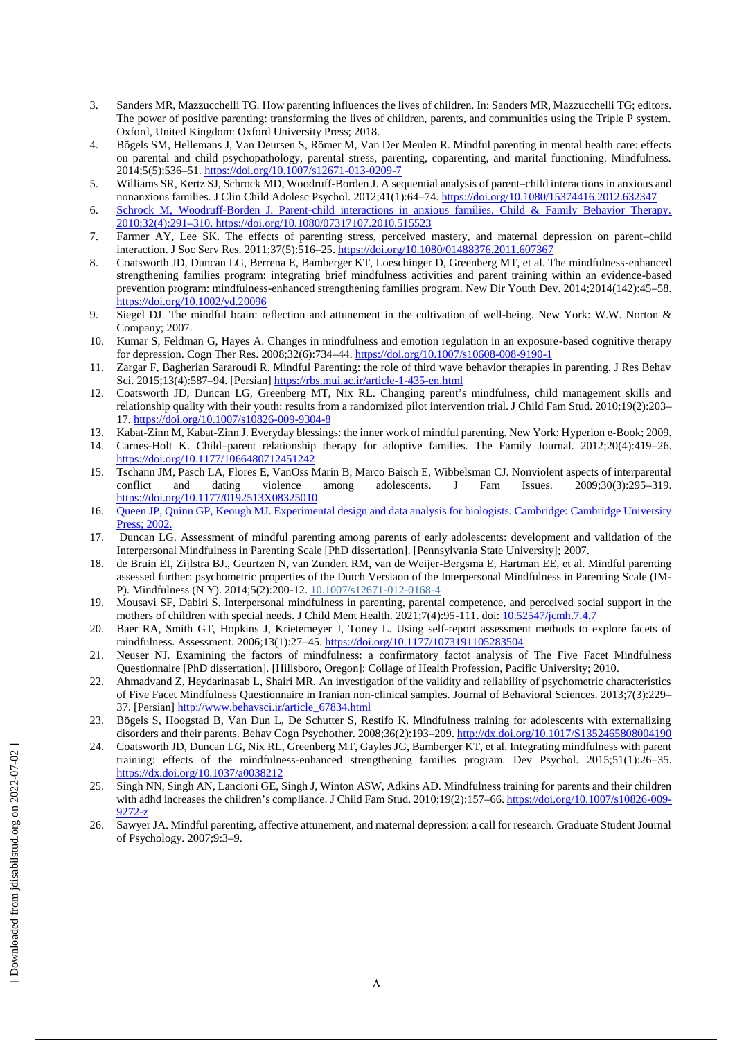3. Sanders MR, Mazzucchelli TG. How parenting influences the lives of children. In: Sanders MR, Mazzucchelli TG; editors. The power of positive parenting: transforming the lives of children, parents, and communities using the Triple P system. Oxford, United Kingdom: Oxford University Press; 2018.
4. Bögels SM, Hellemans J, Van Deursen S, Römer M, Van Der Meulen R. Mindful parenting in mental health care: effects on parental and child psychopathology, parental stress, parenting, coparenting, and marital functioning. Mindfulness. 2014;5(5):536–51. https://doi.org/10.1007/s12671-013-0209-7
5. Williams SR, Kertz SJ, Schrock MD, Woodruff-Borden J. A sequential analysis of parent–child interactions in anxious and nonanxious families. J Clin Child Adolesc Psychol. 2012;41(1):64–74. https://doi.org/10.1080/15374416.2012.632347
6. Schrock M, Woodruff-Borden J. Parent-child interactions in anxious families. Child & Family Behavior Therapy. 2010;32(4):291–310. https://doi.org/10.1080/07317107.2010.515523
7. Farmer AY, Lee SK. The effects of parenting stress, perceived mastery, and maternal depression on parent–child interaction. J Soc Serv Res. 2011;37(5):516–25. https://doi.org/10.1080/01488376.2011.607367
8. Coatsworth JD, Duncan LG, Berrena E, Bamberger KT, Loeschinger D, Greenberg MT, et al. The mindfulness-enhanced strengthening families program: integrating brief mindfulness activities and parent training within an evidence-based prevention program: mindfulness-enhanced strengthening families program. New Dir Youth Dev. 2014;2014(142):45–58. https://doi.org/10.1002/yd.20096
9. Siegel DJ. The mindful brain: reflection and attunement in the cultivation of well-being. New York: W.W. Norton & Company; 2007.
10. Kumar S, Feldman G, Hayes A. Changes in mindfulness and emotion regulation in an exposure-based cognitive therapy for depression. Cogn Ther Res. 2008;32(6):734–44. https://doi.org/10.1007/s10608-008-9190-1
11. Zargar F, Bagherian Sararoudi R. Mindful Parenting: the role of third wave behavior therapies in parenting. J Res Behav Sci. 2015;13(4):587–94. [Persian] https://rbs.mui.ac.ir/article-1-435-en.html
12. Coatsworth JD, Duncan LG, Greenberg MT, Nix RL. Changing parent's mindfulness, child management skills and relationship quality with their youth: results from a randomized pilot intervention trial. J Child Fam Stud. 2010;19(2):203–17. https://doi.org/10.1007/s10826-009-9304-8
13. Kabat-Zinn M, Kabat-Zinn J. Everyday blessings: the inner work of mindful parenting. New York: Hyperion e-Book; 2009.
14. Carnes-Holt K. Child–parent relationship therapy for adoptive families. The Family Journal. 2012;20(4):419–26. https://doi.org/10.1177/1066480712451242
15. Tschann JM, Pasch LA, Flores E, VanOss Marin B, Marco Baisch E, Wibbelsman CJ. Nonviolent aspects of interparental conflict and dating violence among adolescents. J Fam Issues. 2009;30(3):295–319. https://doi.org/10.1177/0192513X08325010
16. Queen JP, Quinn GP, Keough MJ. Experimental design and data analysis for biologists. Cambridge: Cambridge University Press; 2002.
17. Duncan LG. Assessment of mindful parenting among parents of early adolescents: development and validation of the Interpersonal Mindfulness in Parenting Scale [PhD dissertation]. [Pennsylvania State University]; 2007.
18. de Bruin EI, Zijlstra BJ., Geurtzen N, van Zundert RM, van de Weijer-Bergsma E, Hartman EE, et al. Mindful parenting assessed further: psychometric properties of the Dutch Versiaon of the Interpersonal Mindfulness in Parenting Scale (IM-P). Mindfulness (N Y). 2014;5(2):200-12. 10.1007/s12671-012-0168-4
19. Mousavi SF, Dabiri S. Interpersonal mindfulness in parenting, parental competence, and perceived social support in the mothers of children with special needs. J Child Ment Health. 2021;7(4):95-111. doi: 10.52547/jcmh.7.4.7
20. Baer RA, Smith GT, Hopkins J, Krietemeyer J, Toney L. Using self-report assessment methods to explore facets of mindfulness. Assessment. 2006;13(1):27–45. https://doi.org/10.1177/1073191105283504
21. Neuser NJ. Examining the factors of mindfulness: a confirmatory factot analysis of The Five Facet Mindfulness Questionnaire [PhD dissertation]. [Hillsboro, Oregon]: Collage of Health Profession, Pacific University; 2010.
22. Ahmadvand Z, Heydarinasab L, Shairi MR. An investigation of the validity and reliability of psychometric characteristics of Five Facet Mindfulness Questionnaire in Iranian non-clinical samples. Journal of Behavioral Sciences. 2013;7(3):229–37. [Persian] http://www.behavsci.ir/article_67834.html
23. Bögels S, Hoogstad B, Van Dun L, De Schutter S, Restifo K. Mindfulness training for adolescents with externalizing disorders and their parents. Behav Cogn Psychother. 2008;36(2):193–209. http://dx.doi.org/10.1017/S1352465808004190
24. Coatsworth JD, Duncan LG, Nix RL, Greenberg MT, Gayles JG, Bamberger KT, et al. Integrating mindfulness with parent training: effects of the mindfulness-enhanced strengthening families program. Dev Psychol. 2015;51(1):26–35. https://dx.doi.org/10.1037/a0038212
25. Singh NN, Singh AN, Lancioni GE, Singh J, Winton ASW, Adkins AD. Mindfulness training for parents and their children with adhd increases the children's compliance. J Child Fam Stud. 2010;19(2):157–66. https://doi.org/10.1007/s10826-009-9272-z
26. Sawyer JA. Mindful parenting, affective attunement, and maternal depression: a call for research. Graduate Student Journal of Psychology. 2007;9:3–9.